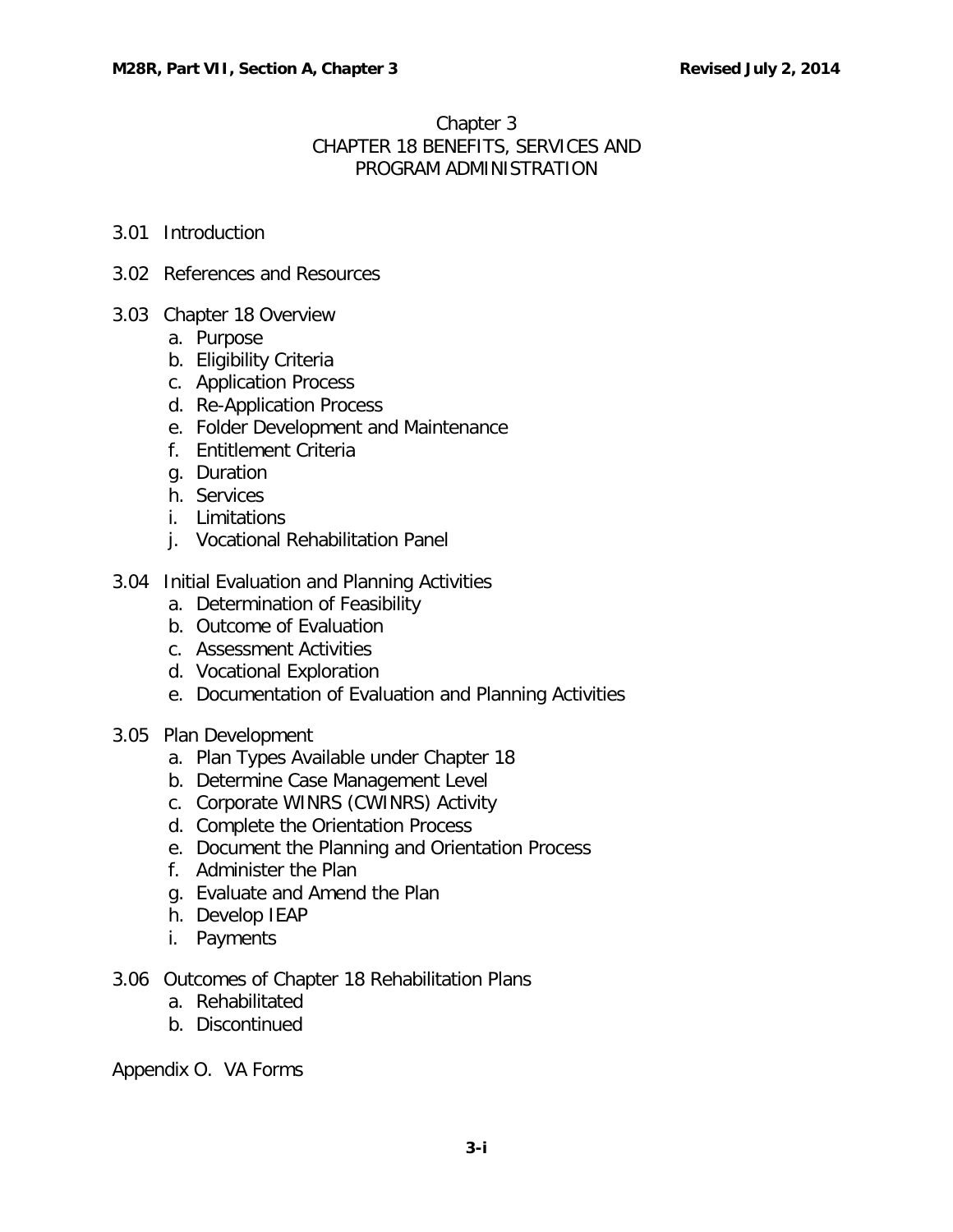# Chapter 3
# CHAPTER 18 BENEFITS, SERVICES AND PROGRAM ADMINISTRATION

3.01 Introduction

3.02 References and Resources

3.03 Chapter 18 Overview
- a. Purpose
- b. Eligibility Criteria
- c. Application Process
- d. Re-Application Process
- e. Folder Development and Maintenance
- f. Entitlement Criteria
- g. Duration
- h. Services
- i. Limitations
- j. Vocational Rehabilitation Panel

3.04 Initial Evaluation and Planning Activities
- a. Determination of Feasibility
- b. Outcome of Evaluation
- c. Assessment Activities
- d. Vocational Exploration
- e. Documentation of Evaluation and Planning Activities

3.05 Plan Development
- a. Plan Types Available under Chapter 18
- b. Determine Case Management Level
- c. Corporate WINRS (CWINRS) Activity
- d. Complete the Orientation Process
- e. Document the Planning and Orientation Process
- f. Administer the Plan
- g. Evaluate and Amend the Plan
- h. Develop IEAP
- i. Payments

3.06 Outcomes of Chapter 18 Rehabilitation Plans
- a. Rehabilitated
- b. Discontinued

Appendix O. VA Forms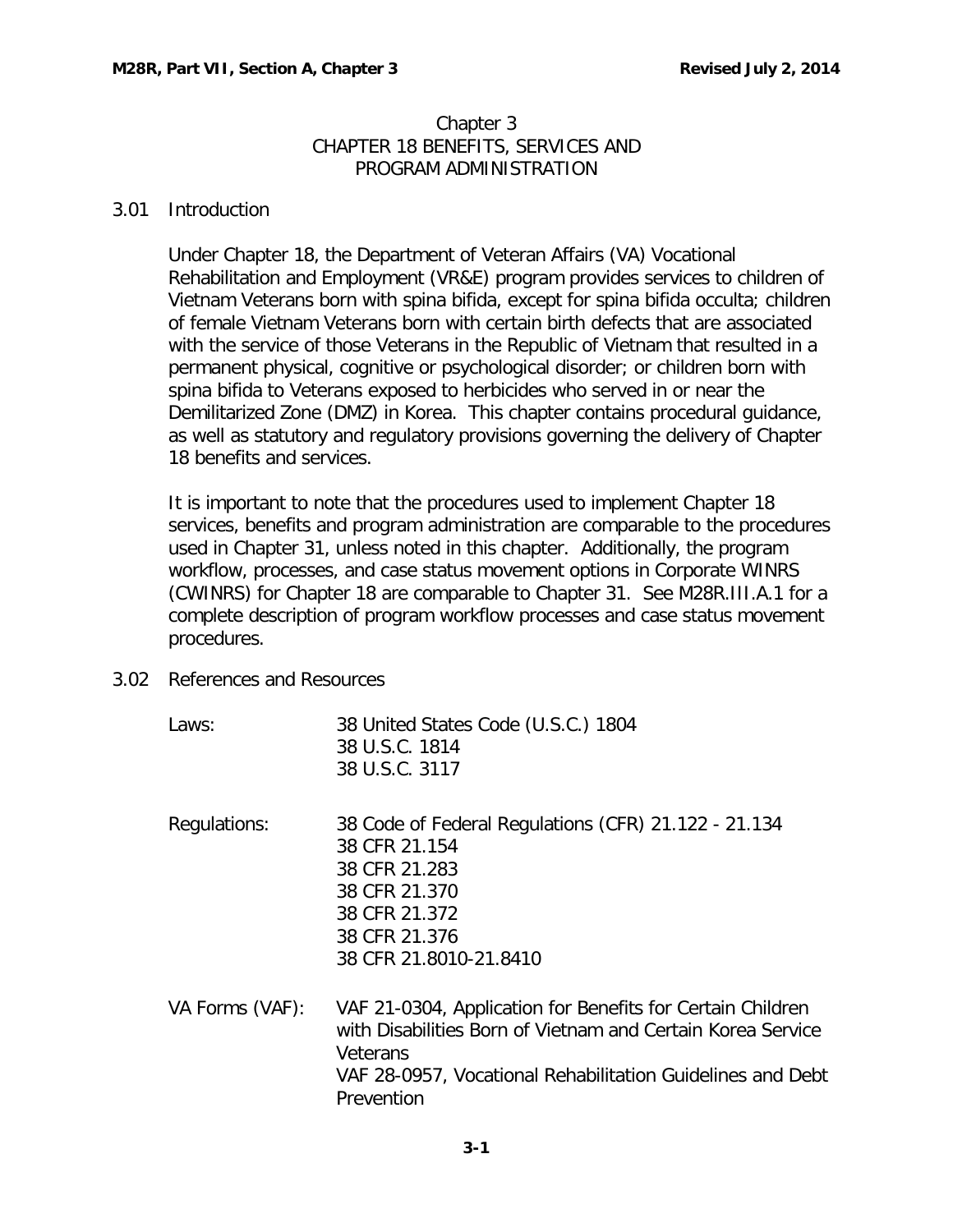# Chapter 3
## CHAPTER 18 BENEFITS, SERVICES AND PROGRAM ADMINISTRATION

### 3.01 Introduction

Under Chapter 18, the Department of Veteran Affairs (VA) Vocational Rehabilitation and Employment (VR&E) program provides services to children of Vietnam Veterans born with spina bifida, except for spina bifida occulta; children of female Vietnam Veterans born with certain birth defects that are associated with the service of those Veterans in the Republic of Vietnam that resulted in a permanent physical, cognitive or psychological disorder; or children born with spina bifida to Veterans exposed to herbicides who served in or near the Demilitarized Zone (DMZ) in Korea. This chapter contains procedural guidance, as well as statutory and regulatory provisions governing the delivery of Chapter 18 benefits and services.

It is important to note that the procedures used to implement Chapter 18 services, benefits and program administration are comparable to the procedures used in Chapter 31, unless noted in this chapter. Additionally, the program workflow, processes, and case status movement options in Corporate WINRS (CWINRS) for Chapter 18 are comparable to Chapter 31. See M28R.III.A.1 for a complete description of program workflow processes and case status movement procedures.

### 3.02 References and Resources

| | |
|---|---|
| Laws: | 38 United States Code (U.S.C.) 1804<br>38 U.S.C. 1814<br>38 U.S.C. 3117 |
| Regulations: | 38 Code of Federal Regulations (CFR) 21.122 - 21.134<br>38 CFR 21.154<br>38 CFR 21.283<br>38 CFR 21.370<br>38 CFR 21.372<br>38 CFR 21.376<br>38 CFR 21.8010-21.8410 |
| VA Forms (VAF): | VAF 21-0304, Application for Benefits for Certain Children with Disabilities Born of Vietnam and Certain Korea Service Veterans<br>VAF 28-0957, Vocational Rehabilitation Guidelines and Debt Prevention |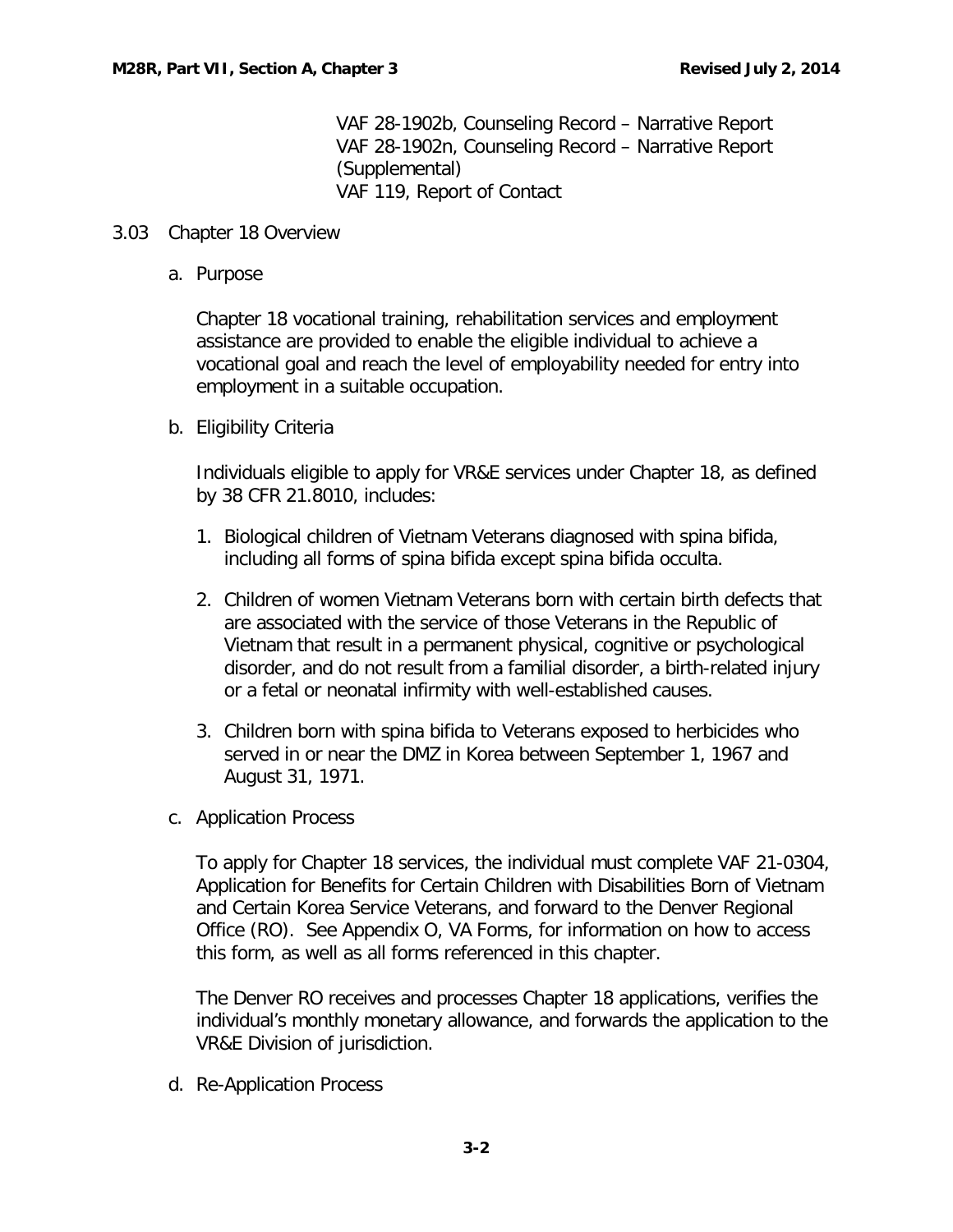VAF 28-1902b, Counseling Record – Narrative Report
VAF 28-1902n, Counseling Record – Narrative Report (Supplemental)
VAF 119, Report of Contact

## 3.03 Chapter 18 Overview

### a. Purpose

Chapter 18 vocational training, rehabilitation services and employment assistance are provided to enable the eligible individual to achieve a vocational goal and reach the level of employability needed for entry into employment in a suitable occupation.

### b. Eligibility Criteria

Individuals eligible to apply for VR&E services under Chapter 18, as defined by 38 CFR 21.8010, includes:

1. Biological children of Vietnam Veterans diagnosed with spina bifida, including all forms of spina bifida except spina bifida occulta.
2. Children of women Vietnam Veterans born with certain birth defects that are associated with the service of those Veterans in the Republic of Vietnam that result in a permanent physical, cognitive or psychological disorder, and do not result from a familial disorder, a birth-related injury or a fetal or neonatal infirmity with well-established causes.
3. Children born with spina bifida to Veterans exposed to herbicides who served in or near the DMZ in Korea between September 1, 1967 and August 31, 1971.

### c. Application Process

To apply for Chapter 18 services, the individual must complete VAF 21-0304, Application for Benefits for Certain Children with Disabilities Born of Vietnam and Certain Korea Service Veterans, and forward to the Denver Regional Office (RO). See Appendix O, VA Forms, for information on how to access this form, as well as all forms referenced in this chapter.

The Denver RO receives and processes Chapter 18 applications, verifies the individual's monthly monetary allowance, and forwards the application to the VR&E Division of jurisdiction.

### d. Re-Application Process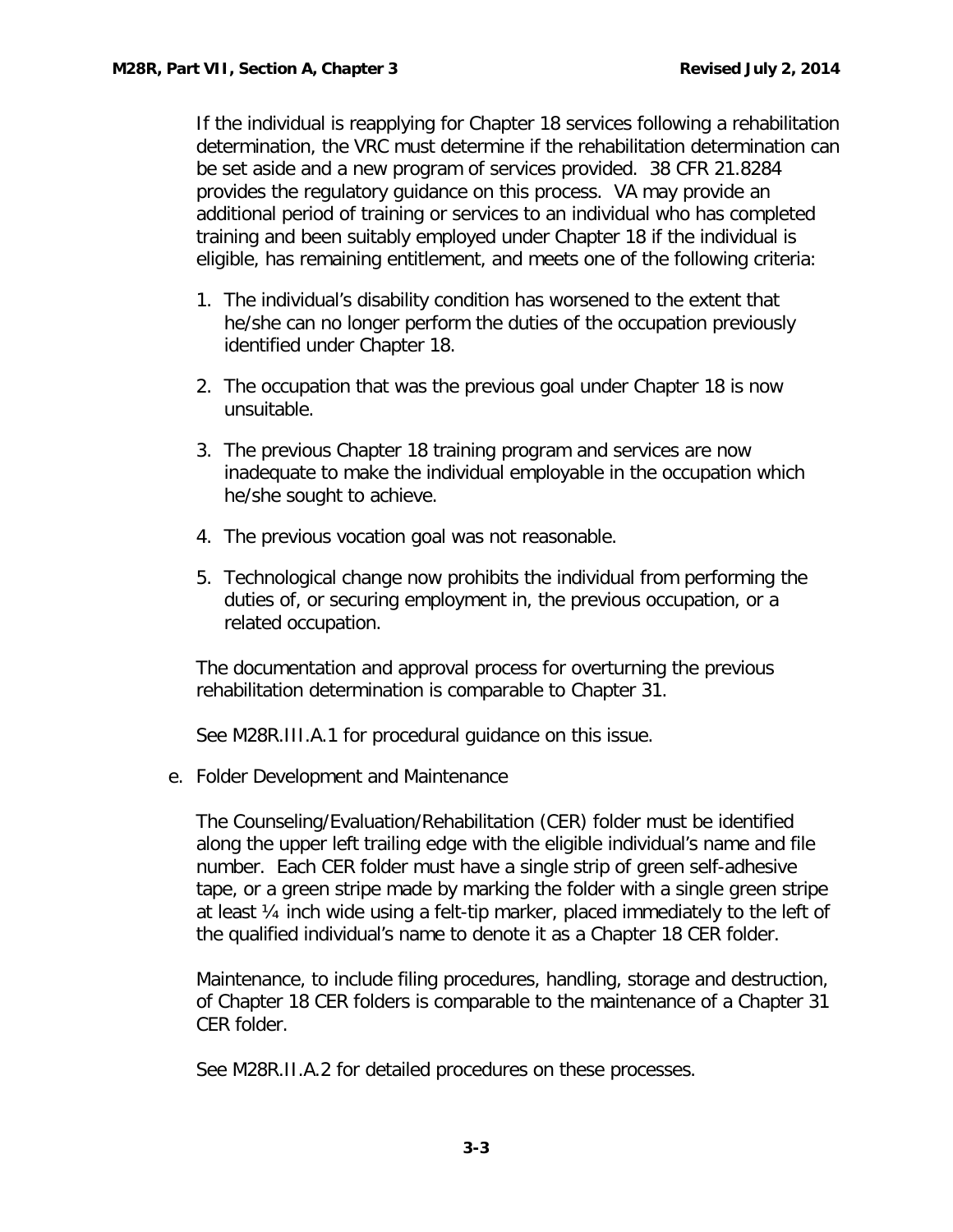If the individual is reapplying for Chapter 18 services following a rehabilitation determination, the VRC must determine if the rehabilitation determination can be set aside and a new program of services provided. 38 CFR 21.8284 provides the regulatory guidance on this process. VA may provide an additional period of training or services to an individual who has completed training and been suitably employed under Chapter 18 if the individual is eligible, has remaining entitlement, and meets one of the following criteria:

1. The individual's disability condition has worsened to the extent that he/she can no longer perform the duties of the occupation previously identified under Chapter 18.
2. The occupation that was the previous goal under Chapter 18 is now unsuitable.
3. The previous Chapter 18 training program and services are now inadequate to make the individual employable in the occupation which he/she sought to achieve.
4. The previous vocation goal was not reasonable.
5. Technological change now prohibits the individual from performing the duties of, or securing employment in, the previous occupation, or a related occupation.

The documentation and approval process for overturning the previous rehabilitation determination is comparable to Chapter 31.

See M28R.III.A.1 for procedural guidance on this issue.

e. Folder Development and Maintenance

The Counseling/Evaluation/Rehabilitation (CER) folder must be identified along the upper left trailing edge with the eligible individual's name and file number. Each CER folder must have a single strip of green self-adhesive tape, or a green stripe made by marking the folder with a single green stripe at least ¼ inch wide using a felt-tip marker, placed immediately to the left of the qualified individual's name to denote it as a Chapter 18 CER folder.

Maintenance, to include filing procedures, handling, storage and destruction, of Chapter 18 CER folders is comparable to the maintenance of a Chapter 31 CER folder.

See M28R.II.A.2 for detailed procedures on these processes.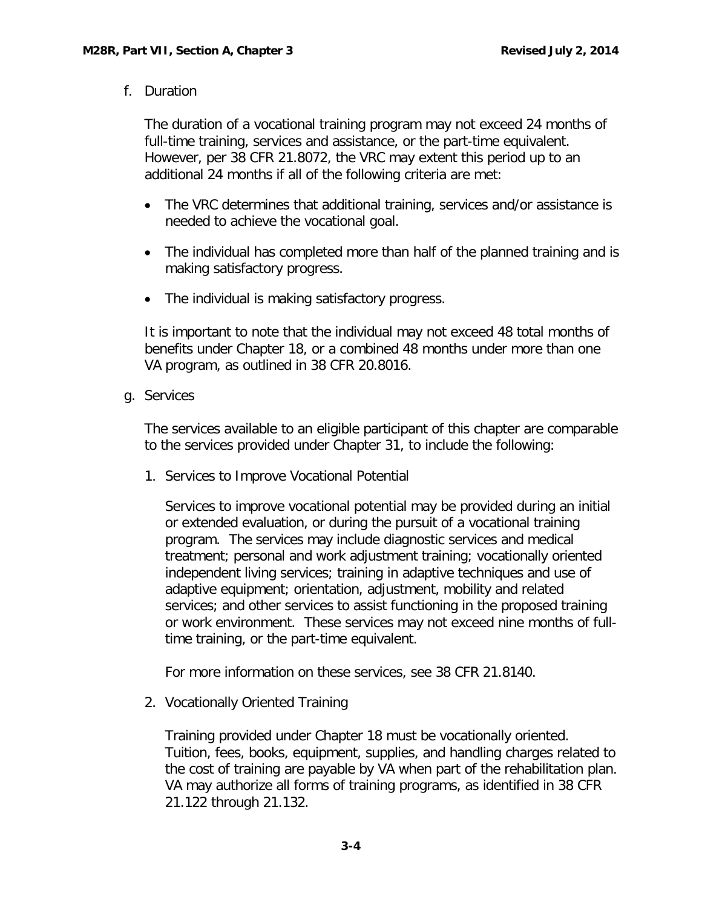f. Duration

The duration of a vocational training program may not exceed 24 months of full-time training, services and assistance, or the part-time equivalent. However, per 38 CFR 21.8072, the VRC may extent this period up to an additional 24 months if all of the following criteria are met:

- The VRC determines that additional training, services and/or assistance is needed to achieve the vocational goal.
- The individual has completed more than half of the planned training and is making satisfactory progress.
- The individual is making satisfactory progress.

It is important to note that the individual may not exceed 48 total months of benefits under Chapter 18, or a combined 48 months under more than one VA program, as outlined in 38 CFR 20.8016.

g. Services

The services available to an eligible participant of this chapter are comparable to the services provided under Chapter 31, to include the following:

1. Services to Improve Vocational Potential

   Services to improve vocational potential may be provided during an initial or extended evaluation, or during the pursuit of a vocational training program. The services may include diagnostic services and medical treatment; personal and work adjustment training; vocationally oriented independent living services; training in adaptive techniques and use of adaptive equipment; orientation, adjustment, mobility and related services; and other services to assist functioning in the proposed training or work environment. These services may not exceed nine months of full-time training, or the part-time equivalent.

   For more information on these services, see 38 CFR 21.8140.

2. Vocationally Oriented Training

   Training provided under Chapter 18 must be vocationally oriented. Tuition, fees, books, equipment, supplies, and handling charges related to the cost of training are payable by VA when part of the rehabilitation plan. VA may authorize all forms of training programs, as identified in 38 CFR 21.122 through 21.132.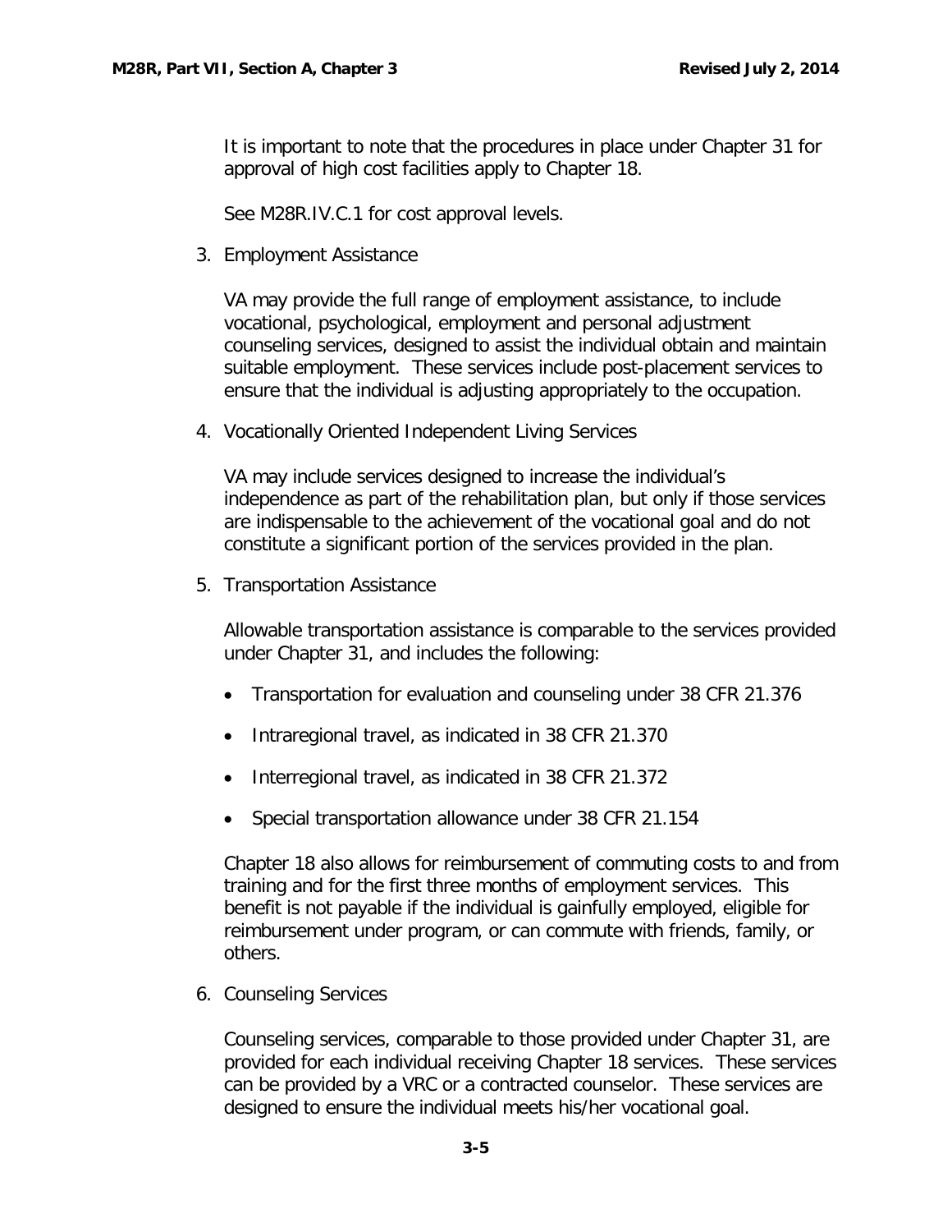It is important to note that the procedures in place under Chapter 31 for approval of high cost facilities apply to Chapter 18.

See M28R.IV.C.1 for cost approval levels.

3. Employment Assistance

VA may provide the full range of employment assistance, to include vocational, psychological, employment and personal adjustment counseling services, designed to assist the individual obtain and maintain suitable employment. These services include post-placement services to ensure that the individual is adjusting appropriately to the occupation.

4. Vocationally Oriented Independent Living Services

VA may include services designed to increase the individual's independence as part of the rehabilitation plan, but only if those services are indispensable to the achievement of the vocational goal and do not constitute a significant portion of the services provided in the plan.

5. Transportation Assistance

Allowable transportation assistance is comparable to the services provided under Chapter 31, and includes the following:

- Transportation for evaluation and counseling under 38 CFR 21.376
- Intraregional travel, as indicated in 38 CFR 21.370
- Interregional travel, as indicated in 38 CFR 21.372
- Special transportation allowance under 38 CFR 21.154

Chapter 18 also allows for reimbursement of commuting costs to and from training and for the first three months of employment services. This benefit is not payable if the individual is gainfully employed, eligible for reimbursement under program, or can commute with friends, family, or others.

6. Counseling Services

Counseling services, comparable to those provided under Chapter 31, are provided for each individual receiving Chapter 18 services. These services can be provided by a VRC or a contracted counselor. These services are designed to ensure the individual meets his/her vocational goal.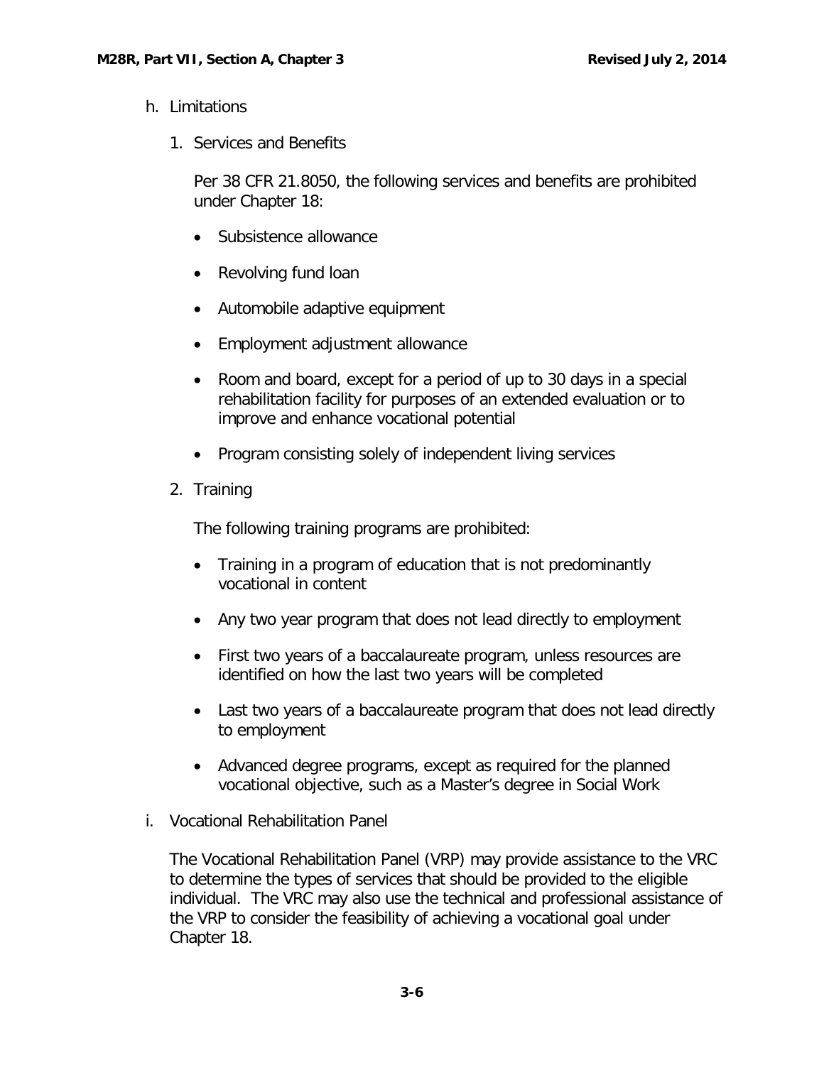h. Limitations

1. Services and Benefits

Per 38 CFR 21.8050, the following services and benefits are prohibited under Chapter 18:

- Subsistence allowance
- Revolving fund loan
- Automobile adaptive equipment
- Employment adjustment allowance
- Room and board, except for a period of up to 30 days in a special rehabilitation facility for purposes of an extended evaluation or to improve and enhance vocational potential
- Program consisting solely of independent living services

2. Training

The following training programs are prohibited:

- Training in a program of education that is not predominantly vocational in content
- Any two year program that does not lead directly to employment
- First two years of a baccalaureate program, unless resources are identified on how the last two years will be completed
- Last two years of a baccalaureate program that does not lead directly to employment
- Advanced degree programs, except as required for the planned vocational objective, such as a Master's degree in Social Work

i. Vocational Rehabilitation Panel

The Vocational Rehabilitation Panel (VRP) may provide assistance to the VRC to determine the types of services that should be provided to the eligible individual. The VRC may also use the technical and professional assistance of the VRP to consider the feasibility of achieving a vocational goal under Chapter 18.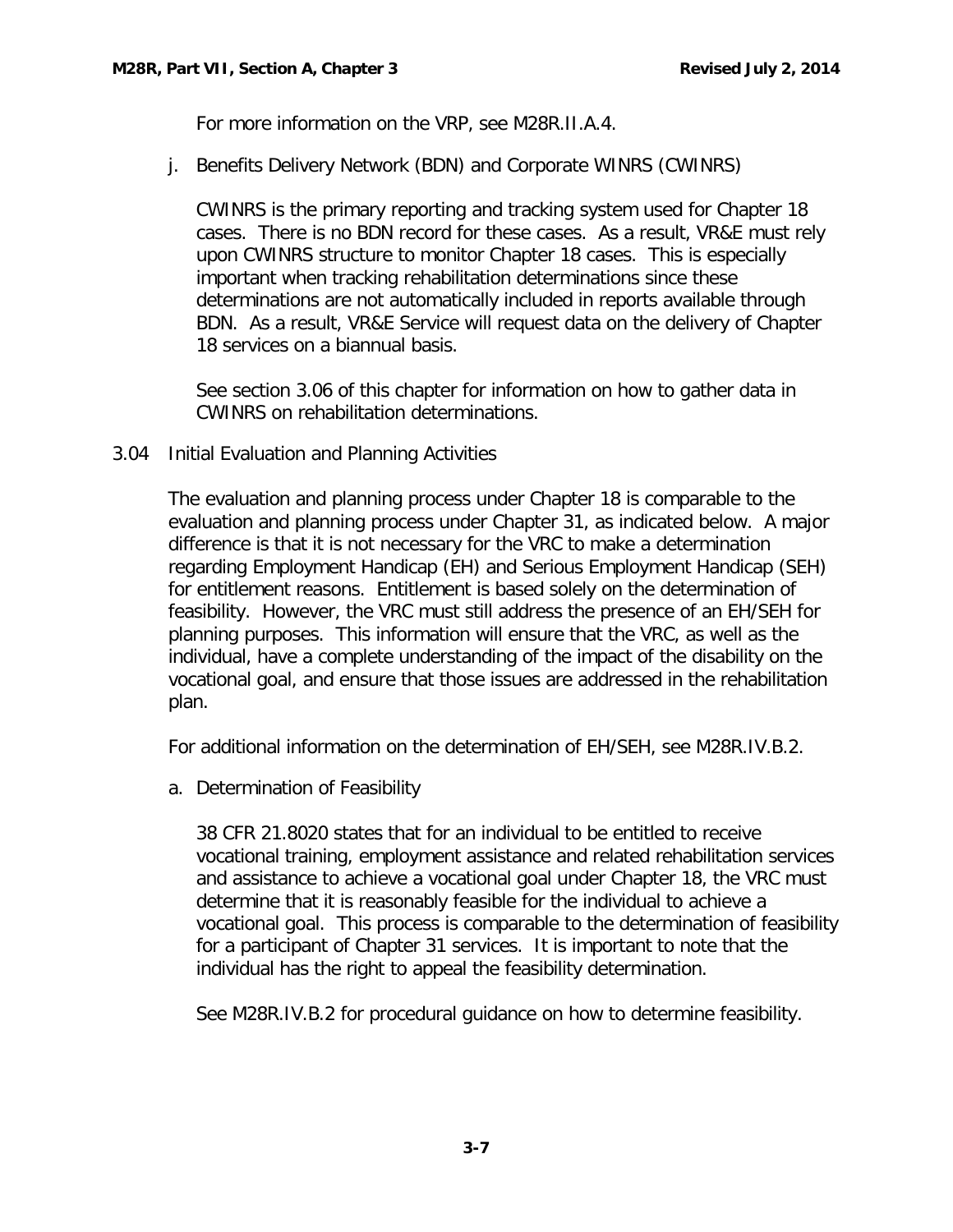For more information on the VRP, see M28R.II.A.4.

j. Benefits Delivery Network (BDN) and Corporate WINRS (CWINRS)

CWINRS is the primary reporting and tracking system used for Chapter 18 cases. There is no BDN record for these cases. As a result, VR&E must rely upon CWINRS structure to monitor Chapter 18 cases. This is especially important when tracking rehabilitation determinations since these determinations are not automatically included in reports available through BDN. As a result, VR&E Service will request data on the delivery of Chapter 18 services on a biannual basis.

See section 3.06 of this chapter for information on how to gather data in CWINRS on rehabilitation determinations.

## 3.04 Initial Evaluation and Planning Activities

The evaluation and planning process under Chapter 18 is comparable to the evaluation and planning process under Chapter 31, as indicated below. A major difference is that it is not necessary for the VRC to make a determination regarding Employment Handicap (EH) and Serious Employment Handicap (SEH) for entitlement reasons. Entitlement is based solely on the determination of feasibility. However, the VRC must still address the presence of an EH/SEH for planning purposes. This information will ensure that the VRC, as well as the individual, have a complete understanding of the impact of the disability on the vocational goal, and ensure that those issues are addressed in the rehabilitation plan.

For additional information on the determination of EH/SEH, see M28R.IV.B.2.

a. Determination of Feasibility

38 CFR 21.8020 states that for an individual to be entitled to receive vocational training, employment assistance and related rehabilitation services and assistance to achieve a vocational goal under Chapter 18, the VRC must determine that it is reasonably feasible for the individual to achieve a vocational goal. This process is comparable to the determination of feasibility for a participant of Chapter 31 services. It is important to note that the individual has the right to appeal the feasibility determination.

See M28R.IV.B.2 for procedural guidance on how to determine feasibility.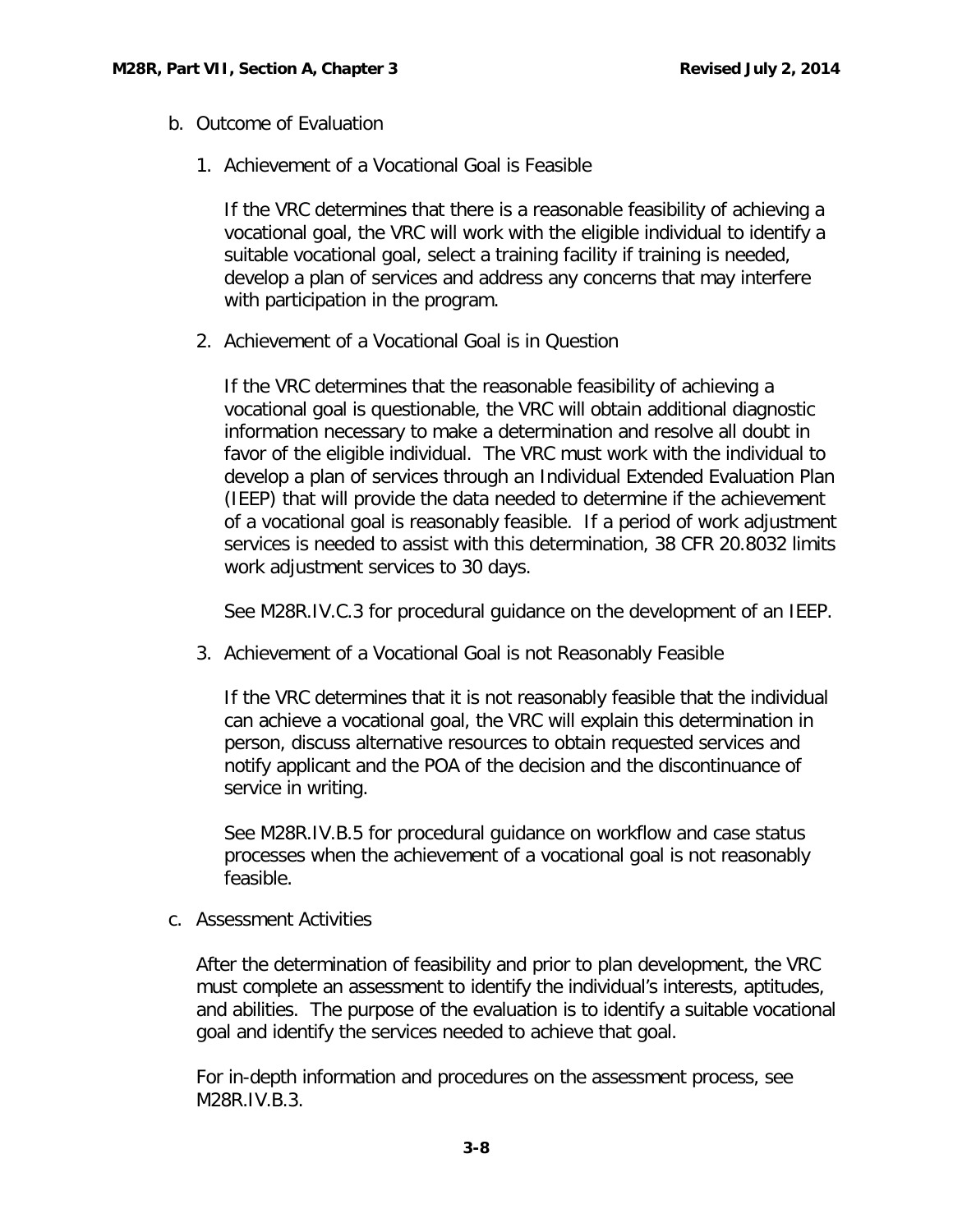b. Outcome of Evaluation

1. Achievement of a Vocational Goal is Feasible

   If the VRC determines that there is a reasonable feasibility of achieving a vocational goal, the VRC will work with the eligible individual to identify a suitable vocational goal, select a training facility if training is needed, develop a plan of services and address any concerns that may interfere with participation in the program.

2. Achievement of a Vocational Goal is in Question

   If the VRC determines that the reasonable feasibility of achieving a vocational goal is questionable, the VRC will obtain additional diagnostic information necessary to make a determination and resolve all doubt in favor of the eligible individual. The VRC must work with the individual to develop a plan of services through an Individual Extended Evaluation Plan (IEEP) that will provide the data needed to determine if the achievement of a vocational goal is reasonably feasible. If a period of work adjustment services is needed to assist with this determination, 38 CFR 20.8032 limits work adjustment services to 30 days.

   See M28R.IV.C.3 for procedural guidance on the development of an IEEP.

3. Achievement of a Vocational Goal is not Reasonably Feasible

   If the VRC determines that it is not reasonably feasible that the individual can achieve a vocational goal, the VRC will explain this determination in person, discuss alternative resources to obtain requested services and notify applicant and the POA of the decision and the discontinuance of service in writing.

   See M28R.IV.B.5 for procedural guidance on workflow and case status processes when the achievement of a vocational goal is not reasonably feasible.

c. Assessment Activities

After the determination of feasibility and prior to plan development, the VRC must complete an assessment to identify the individual's interests, aptitudes, and abilities. The purpose of the evaluation is to identify a suitable vocational goal and identify the services needed to achieve that goal.

For in-depth information and procedures on the assessment process, see M28R.IV.B.3.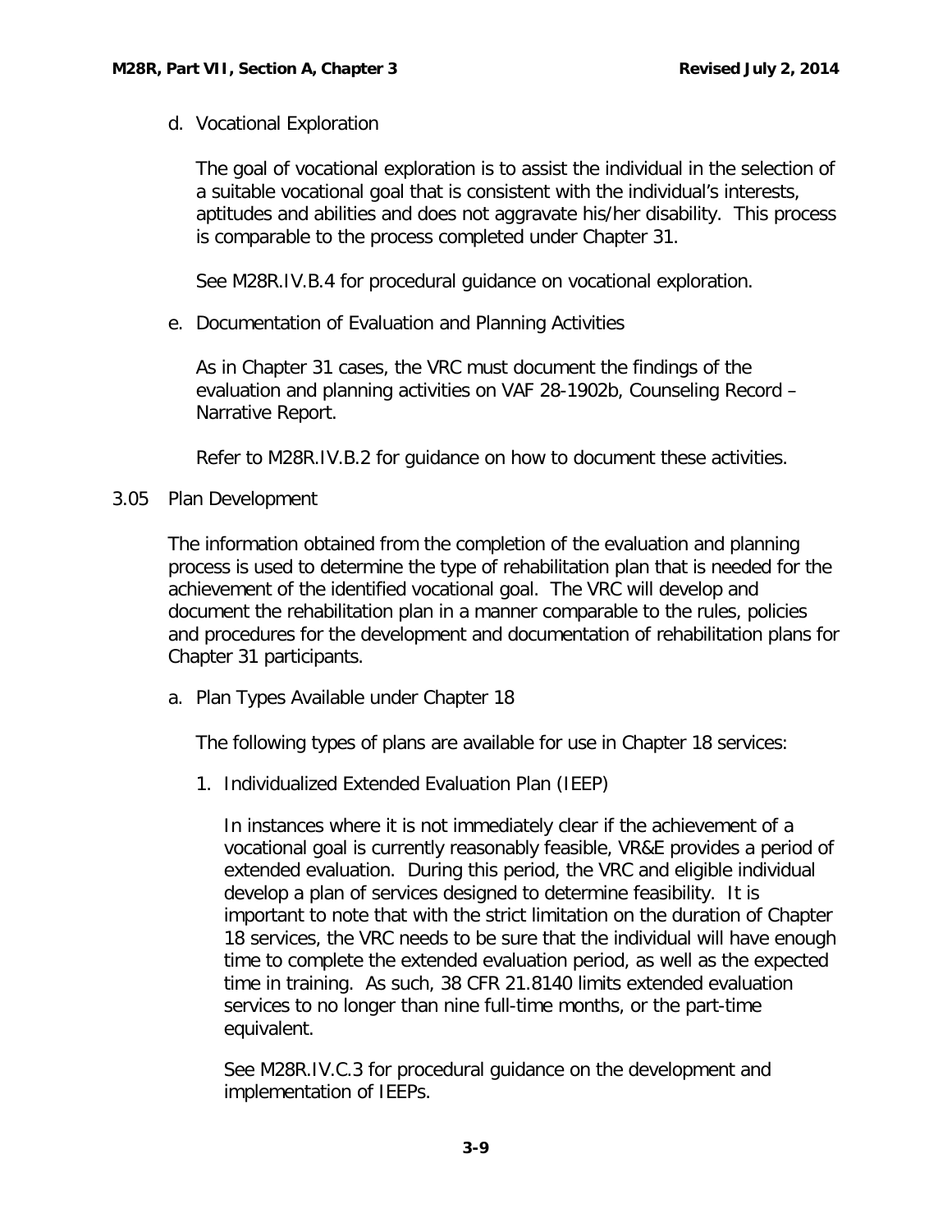d. Vocational Exploration

The goal of vocational exploration is to assist the individual in the selection of a suitable vocational goal that is consistent with the individual's interests, aptitudes and abilities and does not aggravate his/her disability. This process is comparable to the process completed under Chapter 31.

See M28R.IV.B.4 for procedural guidance on vocational exploration.

e. Documentation of Evaluation and Planning Activities

As in Chapter 31 cases, the VRC must document the findings of the evaluation and planning activities on VAF 28-1902b, Counseling Record – Narrative Report.

Refer to M28R.IV.B.2 for guidance on how to document these activities.

## 3.05 Plan Development

The information obtained from the completion of the evaluation and planning process is used to determine the type of rehabilitation plan that is needed for the achievement of the identified vocational goal. The VRC will develop and document the rehabilitation plan in a manner comparable to the rules, policies and procedures for the development and documentation of rehabilitation plans for Chapter 31 participants.

a. Plan Types Available under Chapter 18

The following types of plans are available for use in Chapter 18 services:

1. Individualized Extended Evaluation Plan (IEEP)

   In instances where it is not immediately clear if the achievement of a vocational goal is currently reasonably feasible, VR&E provides a period of extended evaluation. During this period, the VRC and eligible individual develop a plan of services designed to determine feasibility. It is important to note that with the strict limitation on the duration of Chapter 18 services, the VRC needs to be sure that the individual will have enough time to complete the extended evaluation period, as well as the expected time in training. As such, 38 CFR 21.8140 limits extended evaluation services to no longer than nine full-time months, or the part-time equivalent.

   See M28R.IV.C.3 for procedural guidance on the development and implementation of IEEPs.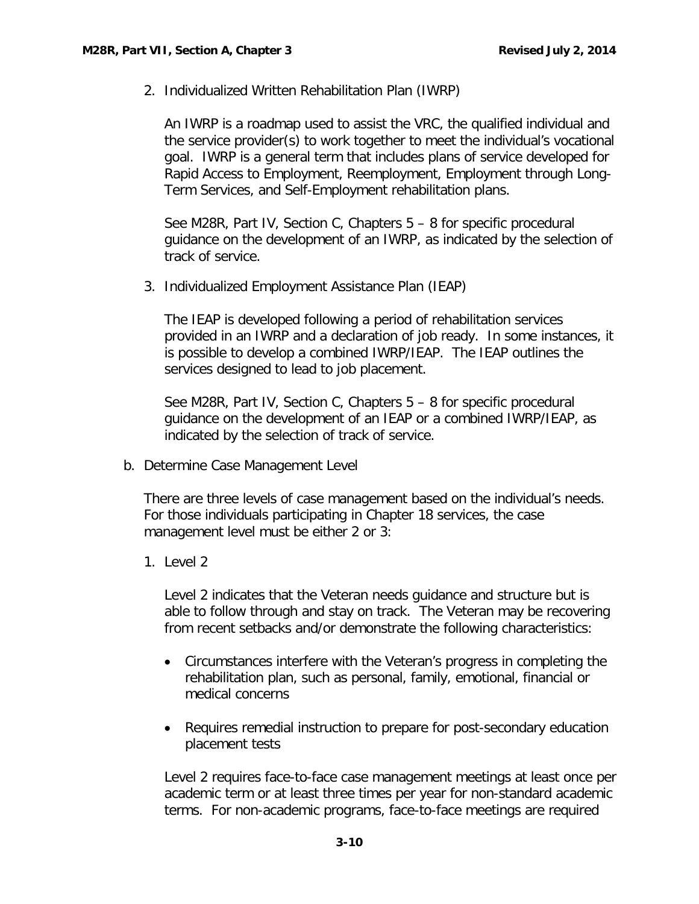2. Individualized Written Rehabilitation Plan (IWRP)

   An IWRP is a roadmap used to assist the VRC, the qualified individual and the service provider(s) to work together to meet the individual's vocational goal. IWRP is a general term that includes plans of service developed for Rapid Access to Employment, Reemployment, Employment through Long-Term Services, and Self-Employment rehabilitation plans.

   See M28R, Part IV, Section C, Chapters 5 – 8 for specific procedural guidance on the development of an IWRP, as indicated by the selection of track of service.

3. Individualized Employment Assistance Plan (IEAP)

   The IEAP is developed following a period of rehabilitation services provided in an IWRP and a declaration of job ready. In some instances, it is possible to develop a combined IWRP/IEAP. The IEAP outlines the services designed to lead to job placement.

   See M28R, Part IV, Section C, Chapters 5 – 8 for specific procedural guidance on the development of an IEAP or a combined IWRP/IEAP, as indicated by the selection of track of service.

b. Determine Case Management Level

   There are three levels of case management based on the individual's needs. For those individuals participating in Chapter 18 services, the case management level must be either 2 or 3:

   1. Level 2

      Level 2 indicates that the Veteran needs guidance and structure but is able to follow through and stay on track. The Veteran may be recovering from recent setbacks and/or demonstrate the following characteristics:

      - Circumstances interfere with the Veteran's progress in completing the rehabilitation plan, such as personal, family, emotional, financial or medical concerns

      - Requires remedial instruction to prepare for post-secondary education placement tests

      Level 2 requires face-to-face case management meetings at least once per academic term or at least three times per year for non-standard academic terms. For non-academic programs, face-to-face meetings are required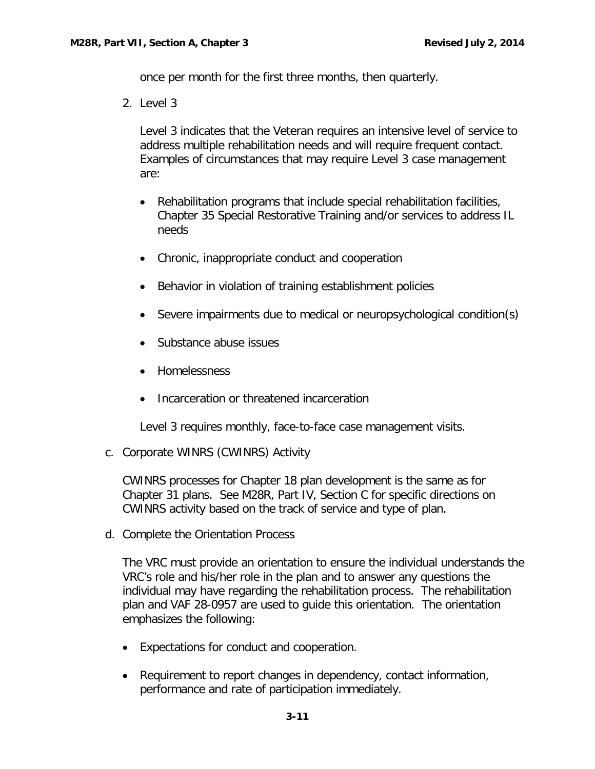once per month for the first three months, then quarterly.

2. Level 3

   Level 3 indicates that the Veteran requires an intensive level of service to address multiple rehabilitation needs and will require frequent contact. Examples of circumstances that may require Level 3 case management are:

   - Rehabilitation programs that include special rehabilitation facilities, Chapter 35 Special Restorative Training and/or services to address IL needs
   - Chronic, inappropriate conduct and cooperation
   - Behavior in violation of training establishment policies
   - Severe impairments due to medical or neuropsychological condition(s)
   - Substance abuse issues
   - Homelessness
   - Incarceration or threatened incarceration

   Level 3 requires monthly, face-to-face case management visits.

c. Corporate WINRS (CWINRS) Activity

   CWINRS processes for Chapter 18 plan development is the same as for Chapter 31 plans. See M28R, Part IV, Section C for specific directions on CWINRS activity based on the track of service and type of plan.

d. Complete the Orientation Process

   The VRC must provide an orientation to ensure the individual understands the VRC's role and his/her role in the plan and to answer any questions the individual may have regarding the rehabilitation process. The rehabilitation plan and VAF 28-0957 are used to guide this orientation. The orientation emphasizes the following:

   - Expectations for conduct and cooperation.
   - Requirement to report changes in dependency, contact information, performance and rate of participation immediately.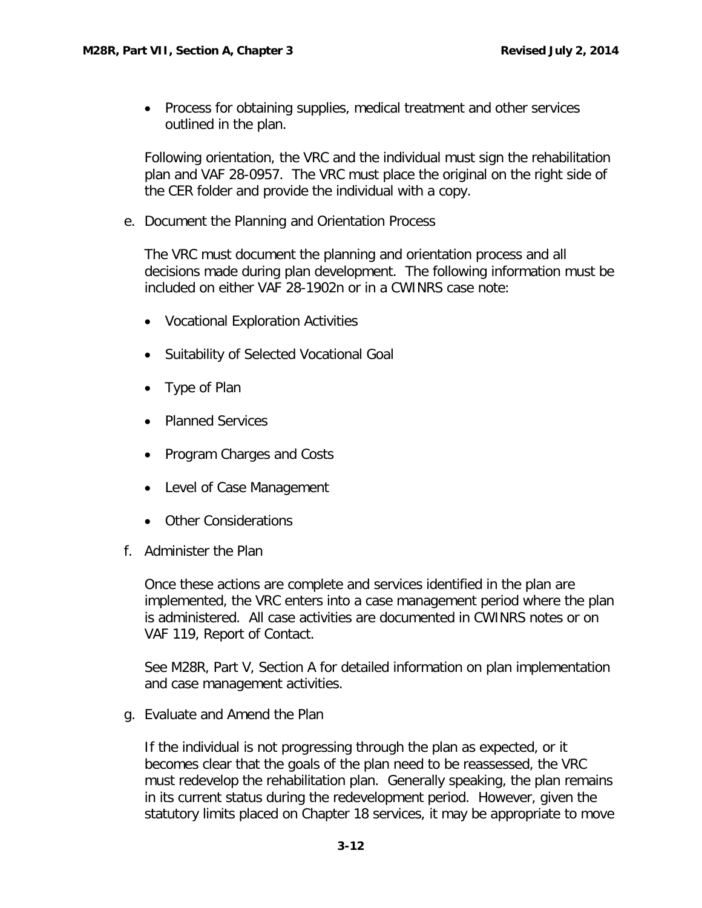- Process for obtaining supplies, medical treatment and other services outlined in the plan.

Following orientation, the VRC and the individual must sign the rehabilitation plan and VAF 28-0957. The VRC must place the original on the right side of the CER folder and provide the individual with a copy.

e. Document the Planning and Orientation Process

The VRC must document the planning and orientation process and all decisions made during plan development. The following information must be included on either VAF 28-1902n or in a CWINRS case note:

- Vocational Exploration Activities
- Suitability of Selected Vocational Goal
- Type of Plan
- Planned Services
- Program Charges and Costs
- Level of Case Management
- Other Considerations

f. Administer the Plan

Once these actions are complete and services identified in the plan are implemented, the VRC enters into a case management period where the plan is administered. All case activities are documented in CWINRS notes or on VAF 119, Report of Contact.

See M28R, Part V, Section A for detailed information on plan implementation and case management activities.

g. Evaluate and Amend the Plan

If the individual is not progressing through the plan as expected, or it becomes clear that the goals of the plan need to be reassessed, the VRC must redevelop the rehabilitation plan. Generally speaking, the plan remains in its current status during the redevelopment period. However, given the statutory limits placed on Chapter 18 services, it may be appropriate to move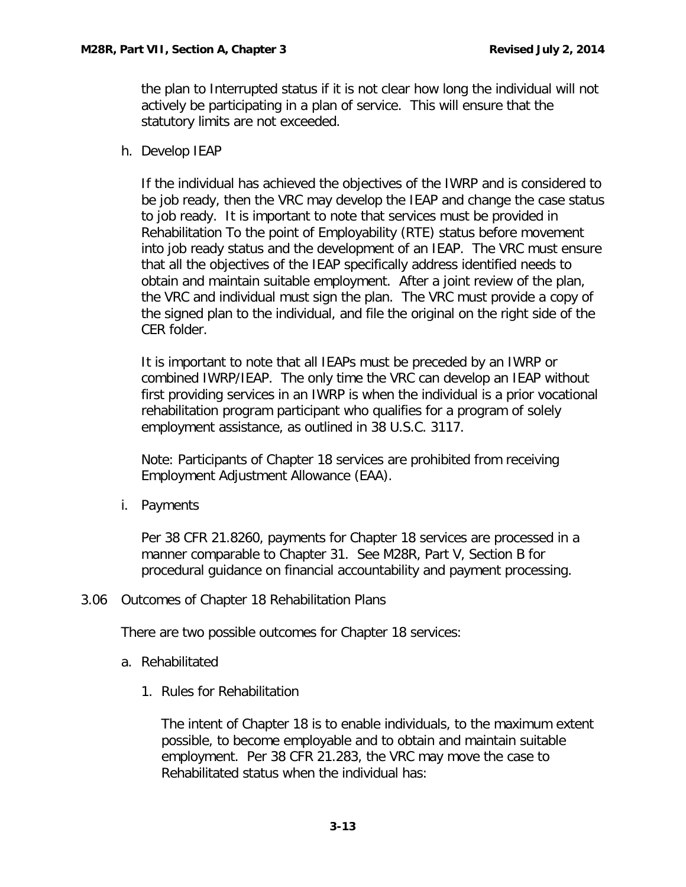the plan to Interrupted status if it is not clear how long the individual will not actively be participating in a plan of service. This will ensure that the statutory limits are not exceeded.

h. Develop IEAP

If the individual has achieved the objectives of the IWRP and is considered to be job ready, then the VRC may develop the IEAP and change the case status to job ready. It is important to note that services must be provided in Rehabilitation To the point of Employability (RTE) status before movement into job ready status and the development of an IEAP. The VRC must ensure that all the objectives of the IEAP specifically address identified needs to obtain and maintain suitable employment. After a joint review of the plan, the VRC and individual must sign the plan. The VRC must provide a copy of the signed plan to the individual, and file the original on the right side of the CER folder.

It is important to note that all IEAPs must be preceded by an IWRP or combined IWRP/IEAP. The only time the VRC can develop an IEAP without first providing services in an IWRP is when the individual is a prior vocational rehabilitation program participant who qualifies for a program of solely employment assistance, as outlined in 38 U.S.C. 3117.

Note: Participants of Chapter 18 services are prohibited from receiving Employment Adjustment Allowance (EAA).

i. Payments

Per 38 CFR 21.8260, payments for Chapter 18 services are processed in a manner comparable to Chapter 31. See M28R, Part V, Section B for procedural guidance on financial accountability and payment processing.

## 3.06 Outcomes of Chapter 18 Rehabilitation Plans

There are two possible outcomes for Chapter 18 services:

a. Rehabilitated

1. Rules for Rehabilitation

The intent of Chapter 18 is to enable individuals, to the maximum extent possible, to become employable and to obtain and maintain suitable employment. Per 38 CFR 21.283, the VRC may move the case to Rehabilitated status when the individual has: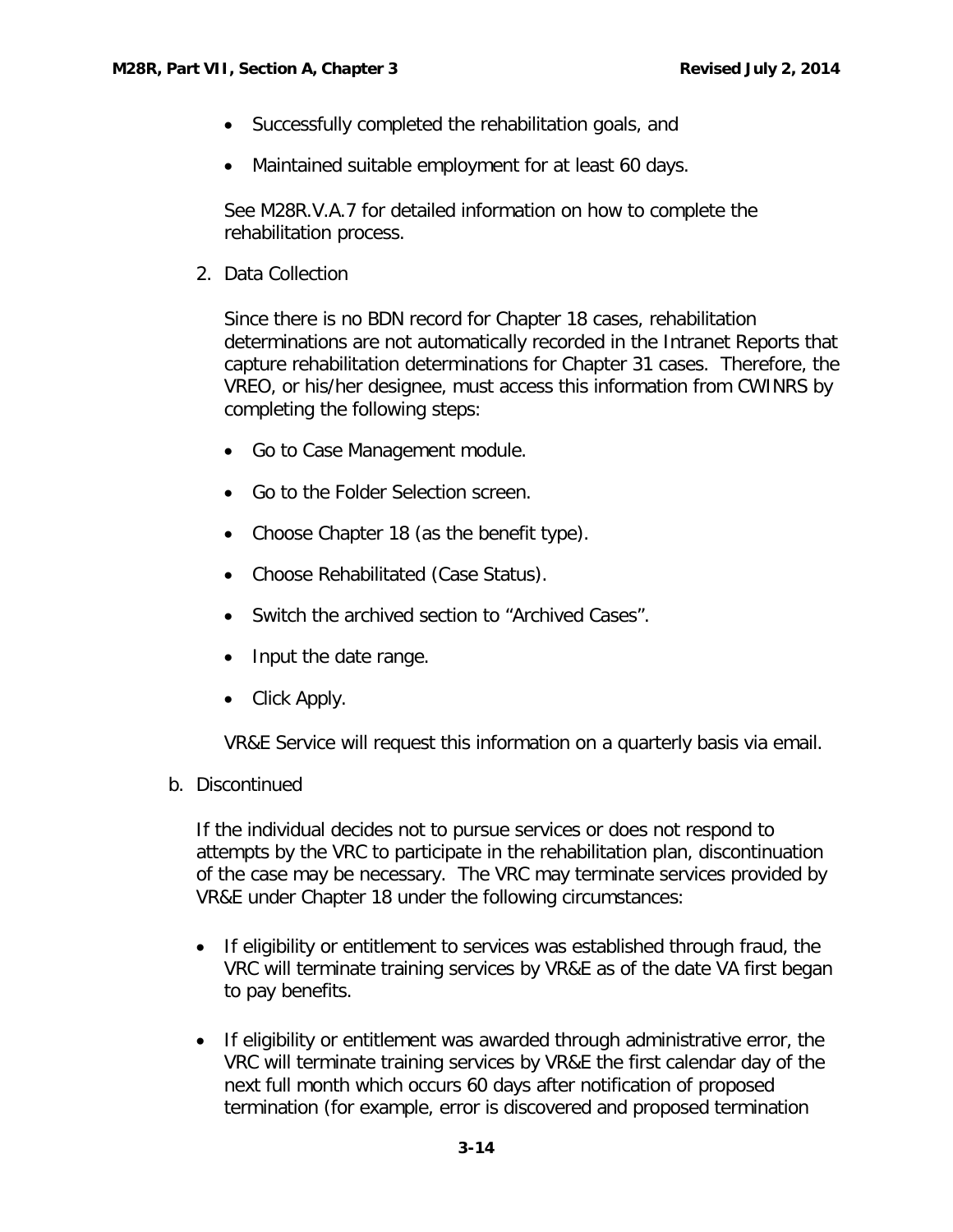- Successfully completed the rehabilitation goals, and
- Maintained suitable employment for at least 60 days.

See M28R.V.A.7 for detailed information on how to complete the rehabilitation process.

2. Data Collection

Since there is no BDN record for Chapter 18 cases, rehabilitation determinations are not automatically recorded in the Intranet Reports that capture rehabilitation determinations for Chapter 31 cases. Therefore, the VREO, or his/her designee, must access this information from CWINRS by completing the following steps:

- Go to Case Management module.
- Go to the Folder Selection screen.
- Choose Chapter 18 (as the benefit type).
- Choose Rehabilitated (Case Status).
- Switch the archived section to "Archived Cases".
- Input the date range.
- Click Apply.

VR&E Service will request this information on a quarterly basis via email.

b. Discontinued

If the individual decides not to pursue services or does not respond to attempts by the VRC to participate in the rehabilitation plan, discontinuation of the case may be necessary. The VRC may terminate services provided by VR&E under Chapter 18 under the following circumstances:

- If eligibility or entitlement to services was established through fraud, the VRC will terminate training services by VR&E as of the date VA first began to pay benefits.
- If eligibility or entitlement was awarded through administrative error, the VRC will terminate training services by VR&E the first calendar day of the next full month which occurs 60 days after notification of proposed termination (for example, error is discovered and proposed termination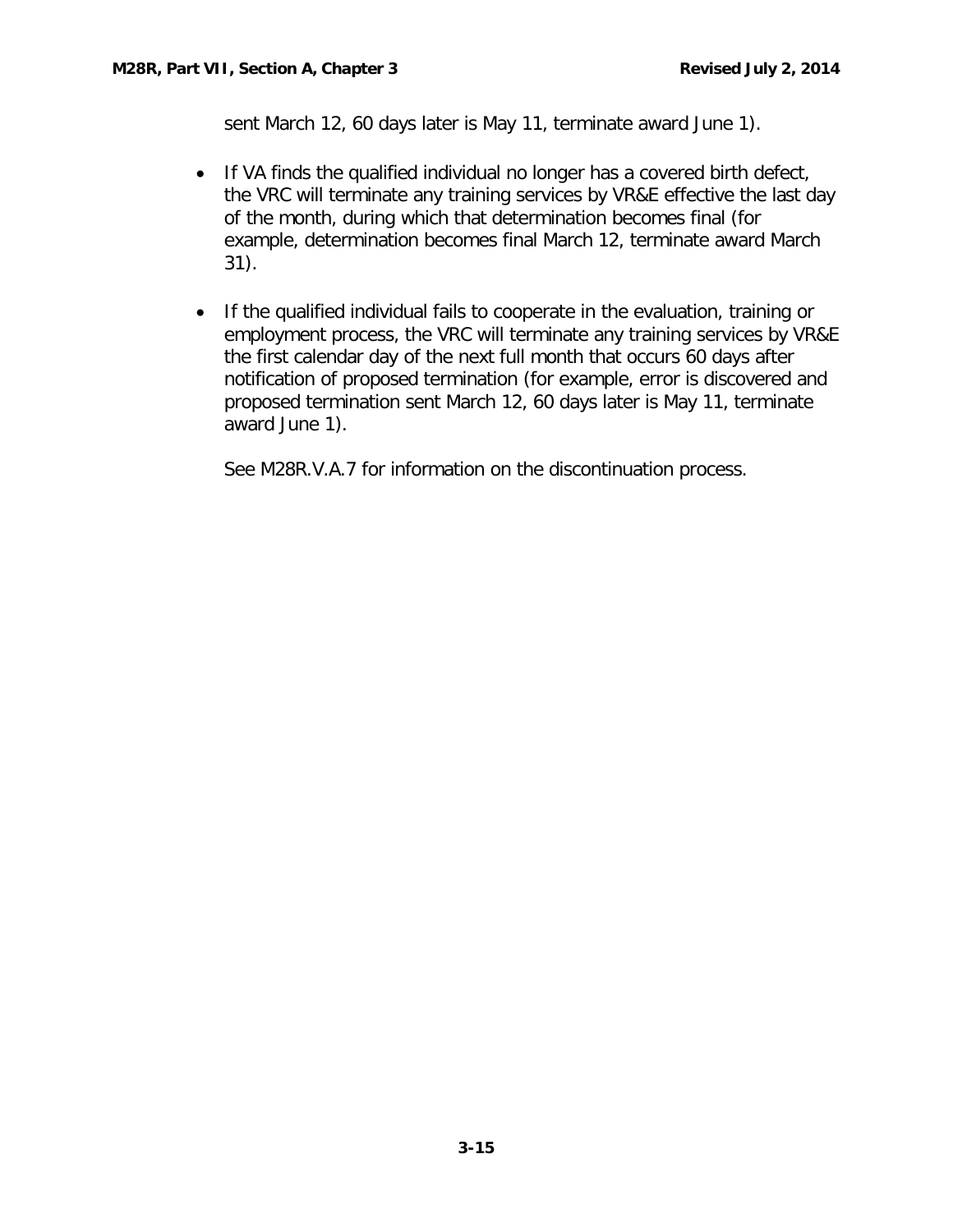sent March 12, 60 days later is May 11, terminate award June 1).

- If VA finds the qualified individual no longer has a covered birth defect, the VRC will terminate any training services by VR&E effective the last day of the month, during which that determination becomes final (for example, determination becomes final March 12, terminate award March 31).

- If the qualified individual fails to cooperate in the evaluation, training or employment process, the VRC will terminate any training services by VR&E the first calendar day of the next full month that occurs 60 days after notification of proposed termination (for example, error is discovered and proposed termination sent March 12, 60 days later is May 11, terminate award June 1).

See M28R.V.A.7 for information on the discontinuation process.